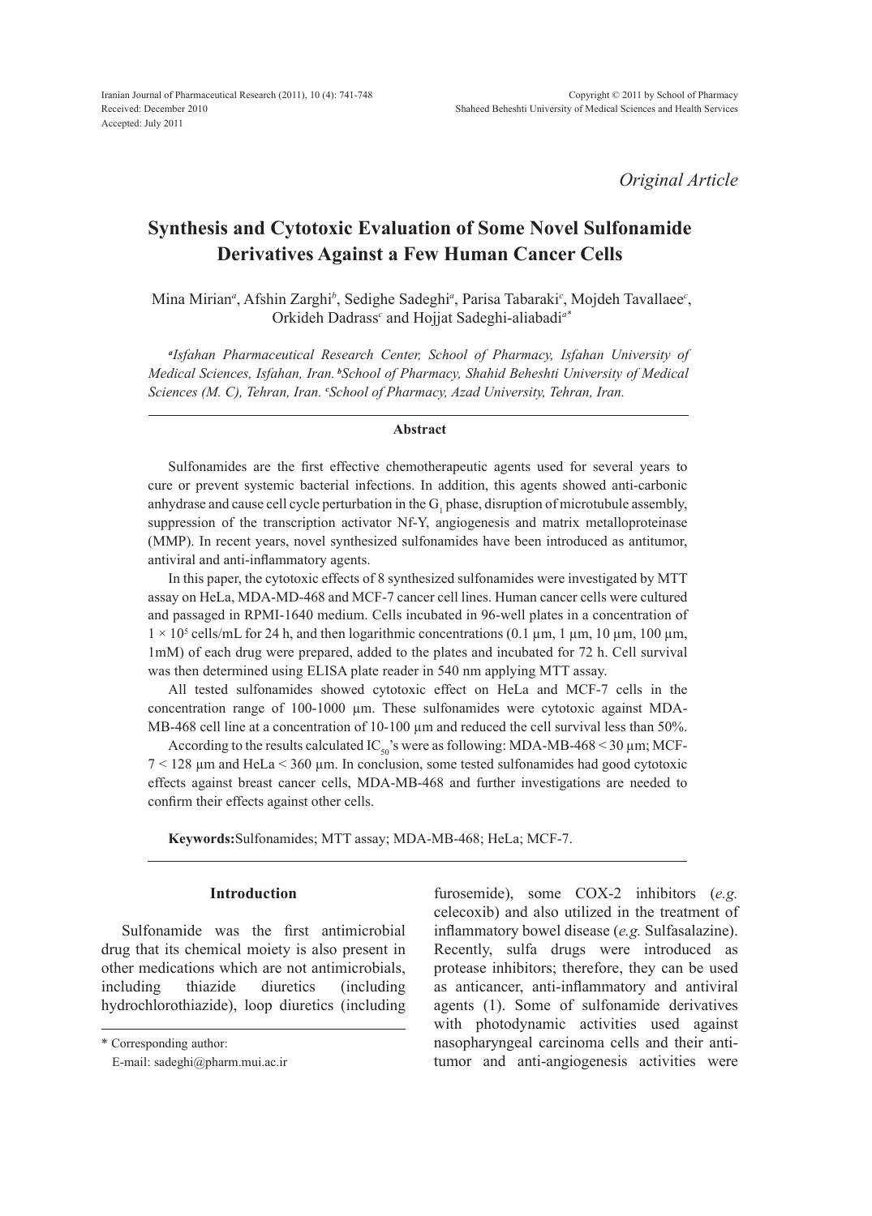Iranian Journal of Pharmaceutical Research (2011), 10 (4): 741-748
Received: December 2010
Accepted: July 2011

Copyright © 2011 by School of Pharmacy
Shaheed Beheshti University of Medical Sciences and Health Services

*Original Article*

# Synthesis and Cytotoxic Evaluation of Some Novel Sulfonamide Derivatives Against a Few Human Cancer Cells

Mina Mirian[a], Afshin Zarghi[b], Sedighe Sadeghi[a], Parisa Tabaraki[c], Mojdeh Tavallaee[c], Orkideh Dadrass[c] and Hojjat Sadeghi-aliabadi[a*]

*[a]Isfahan Pharmaceutical Research Center, School of Pharmacy, Isfahan University of Medical Sciences, Isfahan, Iran. [b]School of Pharmacy, Shahid Beheshti University of Medical Sciences (M. C), Tehran, Iran. [c]School of Pharmacy, Azad University, Tehran, Iran.*

## Abstract

Sulfonamides are the first effective chemotherapeutic agents used for several years to cure or prevent systemic bacterial infections. In addition, this agents showed anti-carbonic anhydrase and cause cell cycle perturbation in the $G_1$ phase, disruption of microtubule assembly, suppression of the transcription activator Nf-Y, angiogenesis and matrix metalloproteinase (MMP). In recent years, novel synthesized sulfonamides have been introduced as antitumor, antiviral and anti-inflammatory agents.

In this paper, the cytotoxic effects of 8 synthesized sulfonamides were investigated by MTT assay on HeLa, MDA-MD-468 and MCF-7 cancer cell lines. Human cancer cells were cultured and passaged in RPMI-1640 medium. Cells incubated in 96-well plates in a concentration of $1 \times 10^5$ cells/mL for 24 h, and then logarithmic concentrations (0.1 µm, 1 µm, 10 µm, 100 µm, 1mM) of each drug were prepared, added to the plates and incubated for 72 h. Cell survival was then determined using ELISA plate reader in 540 nm applying MTT assay.

All tested sulfonamides showed cytotoxic effect on HeLa and MCF-7 cells in the concentration range of 100-1000 µm. These sulfonamides were cytotoxic against MDA-MB-468 cell line at a concentration of 10-100 µm and reduced the cell survival less than 50%.

According to the results calculated $IC_{50}$'s were as following: MDA-MB-468 < 30 µm; MCF-7 < 128 µm and HeLa < 360 µm. In conclusion, some tested sulfonamides had good cytotoxic effects against breast cancer cells, MDA-MB-468 and further investigations are needed to confirm their effects against other cells.

**Keywords:** Sulfonamides; MTT assay; MDA-MB-468; HeLa; MCF-7.

## Introduction

Sulfonamide was the first antimicrobial drug that its chemical moiety is also present in other medications which are not antimicrobials, including thiazide diuretics (including hydrochlorothiazide), loop diuretics (including furosemide), some COX-2 inhibitors (*e.g.* celecoxib) and also utilized in the treatment of inflammatory bowel disease (*e.g.* Sulfasalazine). Recently, sulfa drugs were introduced as protease inhibitors; therefore, they can be used as anticancer, anti-inflammatory and antiviral agents (1). Some of sulfonamide derivatives with photodynamic activities used against nasopharyngeal carcinoma cells and their anti-tumor and anti-angiogenesis activities were

\* Corresponding author:
E-mail: sadeghi@pharm.mui.ac.ir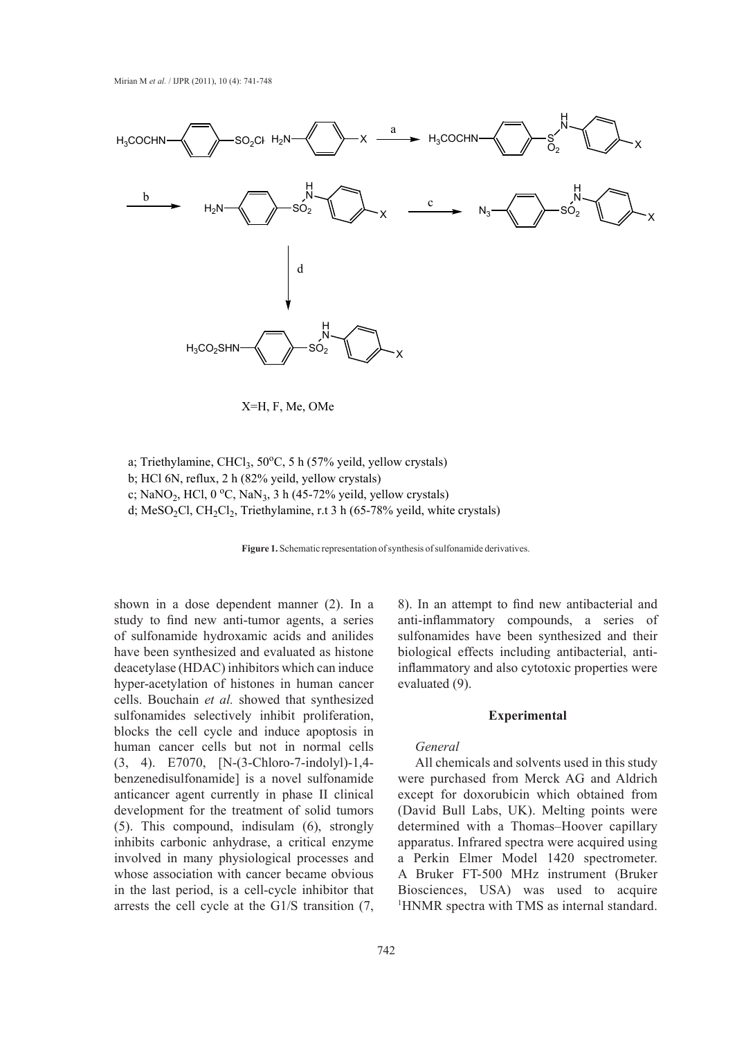a; Triethylamine, $CHCl_3$, 50°C, 5 h (57% yeild, yellow crystals)
b; HCl 6N, reflux, 2 h (82% yeild, yellow crystals)
c; $NaNO_2$, HCl, 0 °C, $NaN_3$, 3 h (45-72% yeild, yellow crystals)
d; $MeSO_2Cl$, $CH_2Cl_2$, Triethylamine, r.t 3 h (65-78% yeild, white crystals)

X=H, F, Me, OMe

**Figure 1.** Schematic representation of synthesis of sulfonamide derivatives.

shown in a dose dependent manner (2). In a study to find new anti-tumor agents, a series of sulfonamide hydroxamic acids and anilides have been synthesized and evaluated as histone deacetylase (HDAC) inhibitors which can induce hyper-acetylation of histones in human cancer cells. Bouchain *et al.* showed that synthesized sulfonamides selectively inhibit proliferation, blocks the cell cycle and induce apoptosis in human cancer cells but not in normal cells (3, 4). E7070, [N-(3-Chloro-7-indolyl)-1,4-benzenedisulfonamide] is a novel sulfonamide anticancer agent currently in phase II clinical development for the treatment of solid tumors (5). This compound, indisulam (6), strongly inhibits carbonic anhydrase, a critical enzyme involved in many physiological processes and whose association with cancer became obvious in the last period, is a cell-cycle inhibitor that arrests the cell cycle at the G1/S transition (7, 8). In an attempt to find new antibacterial and anti-inflammatory compounds, a series of sulfonamides have been synthesized and their biological effects including antibacterial, anti-inflammatory and also cytotoxic properties were evaluated (9).

## Experimental

*General*

All chemicals and solvents used in this study were purchased from Merck AG and Aldrich except for doxorubicin which obtained from (David Bull Labs, UK). Melting points were determined with a Thomas–Hoover capillary apparatus. Infrared spectra were acquired using a Perkin Elmer Model 1420 spectrometer. A Bruker FT-500 MHz instrument (Bruker Biosciences, USA) was used to acquire $^{1}$HNMR spectra with TMS as internal standard.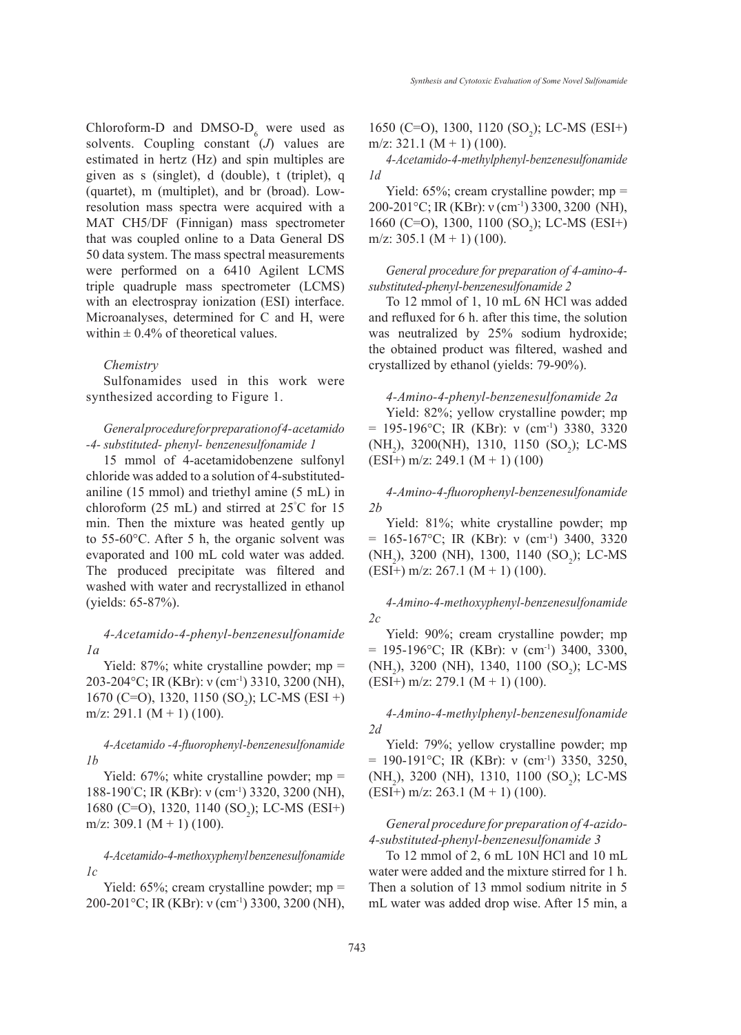Chloroform-D and DMSO-$D_6$ were used as solvents. Coupling constant (*J*) values are estimated in hertz (Hz) and spin multiples are given as s (singlet), d (double), t (triplet), q (quartet), m (multiplet), and br (broad). Low-resolution mass spectra were acquired with a MAT CH5/DF (Finnigan) mass spectrometer that was coupled online to a Data General DS 50 data system. The mass spectral measurements were performed on a 6410 Agilent LCMS triple quadruple mass spectrometer (LCMS) with an electrospray ionization (ESI) interface. Microanalyses, determined for C and H, were within ± 0.4% of theoretical values.

### *Chemistry*

Sulfonamides used in this work were synthesized according to Figure 1.

#### *General procedure for preparation of 4-acetamido-4- substituted- phenyl- benzenesulfonamide 1*

15 mmol of 4-acetamidobenzene sulfonyl chloride was added to a solution of 4-substituted-aniline (15 mmol) and triethyl amine (5 mL) in chloroform (25 mL) and stirred at 25°C for 15 min. Then the mixture was heated gently up to 55-60°C. After 5 h, the organic solvent was evaporated and 100 mL cold water was added. The produced precipitate was filtered and washed with water and recrystallized in ethanol (yields: 65-87%).

#### *4-Acetamido-4-phenyl-benzenesulfonamide 1a*

Yield: 87%; white crystalline powder; mp = 203-204°C; IR (KBr): ν ($cm^{-1}$) 3310, 3200 (NH), 1670 (C=O), 1320, 1150 ($SO_2$); LC-MS (ESI +) m/z: 291.1 (M + 1) (100).

#### *4-Acetamido -4-fluorophenyl-benzenesulfonamide 1b*

Yield: 67%; white crystalline powder; mp = 188-190°C; IR (KBr): ν ($cm^{-1}$) 3320, 3200 (NH), 1680 (C=O), 1320, 1140 ($SO_2$); LC-MS (ESI+) m/z: 309.1 (M + 1) (100).

#### *4-Acetamido-4-methoxyphenyl benzenesulfonamide 1c*

Yield: 65%; cream crystalline powder; mp = 200-201°C; IR (KBr): ν ($cm^{-1}$) 3300, 3200 (NH), 1650 (C=O), 1300, 1120 ($SO_2$); LC-MS (ESI+) m/z: 321.1 (M + 1) (100).

#### *4-Acetamido-4-methylphenyl-benzenesulfonamide 1d*

Yield: 65%; cream crystalline powder; mp = 200-201°C; IR (KBr): ν ($cm^{-1}$) 3300, 3200 (NH), 1660 (C=O), 1300, 1100 ($SO_2$); LC-MS (ESI+) m/z: 305.1 (M + 1) (100).

#### *General procedure for preparation of 4-amino-4-substituted-phenyl-benzenesulfonamide 2*

To 12 mmol of 1, 10 mL 6N HCl was added and refluxed for 6 h. after this time, the solution was neutralized by 25% sodium hydroxide; the obtained product was filtered, washed and crystallized by ethanol (yields: 79-90%).

#### *4-Amino-4-phenyl-benzenesulfonamide 2a*

Yield: 82%; yellow crystalline powder; mp = 195-196°C; IR (KBr): ν ($cm^{-1}$) 3380, 3320 ($NH_2$), 3200(NH), 1310, 1150 ($SO_2$); LC-MS (ESI+) m/z: 249.1 (M + 1) (100)

#### *4-Amino-4-fluorophenyl-benzenesulfonamide 2b*

Yield: 81%; white crystalline powder; mp = 165-167°C; IR (KBr): ν ($cm^{-1}$) 3400, 3320 ($NH_2$), 3200 (NH), 1300, 1140 ($SO_2$); LC-MS (ESI+) m/z: 267.1 (M + 1) (100).

#### *4-Amino-4-methoxyphenyl-benzenesulfonamide 2c*

Yield: 90%; cream crystalline powder; mp = 195-196°C; IR (KBr): ν ($cm^{-1}$) 3400, 3300, ($NH_2$), 3200 (NH), 1340, 1100 ($SO_2$); LC-MS (ESI+) m/z: 279.1 (M + 1) (100).

#### *4-Amino-4-methylphenyl-benzenesulfonamide 2d*

Yield: 79%; yellow crystalline powder; mp = 190-191°C; IR (KBr): ν ($cm^{-1}$) 3350, 3250, ($NH_2$), 3200 (NH), 1310, 1100 ($SO_2$); LC-MS (ESI+) m/z: 263.1 (M + 1) (100).

#### *General procedure for preparation of 4-azido-4-substituted-phenyl-benzenesulfonamide 3*

To 12 mmol of 2, 6 mL 10N HCl and 10 mL water were added and the mixture stirred for 1 h. Then a solution of 13 mmol sodium nitrite in 5 mL water was added drop wise. After 15 min, a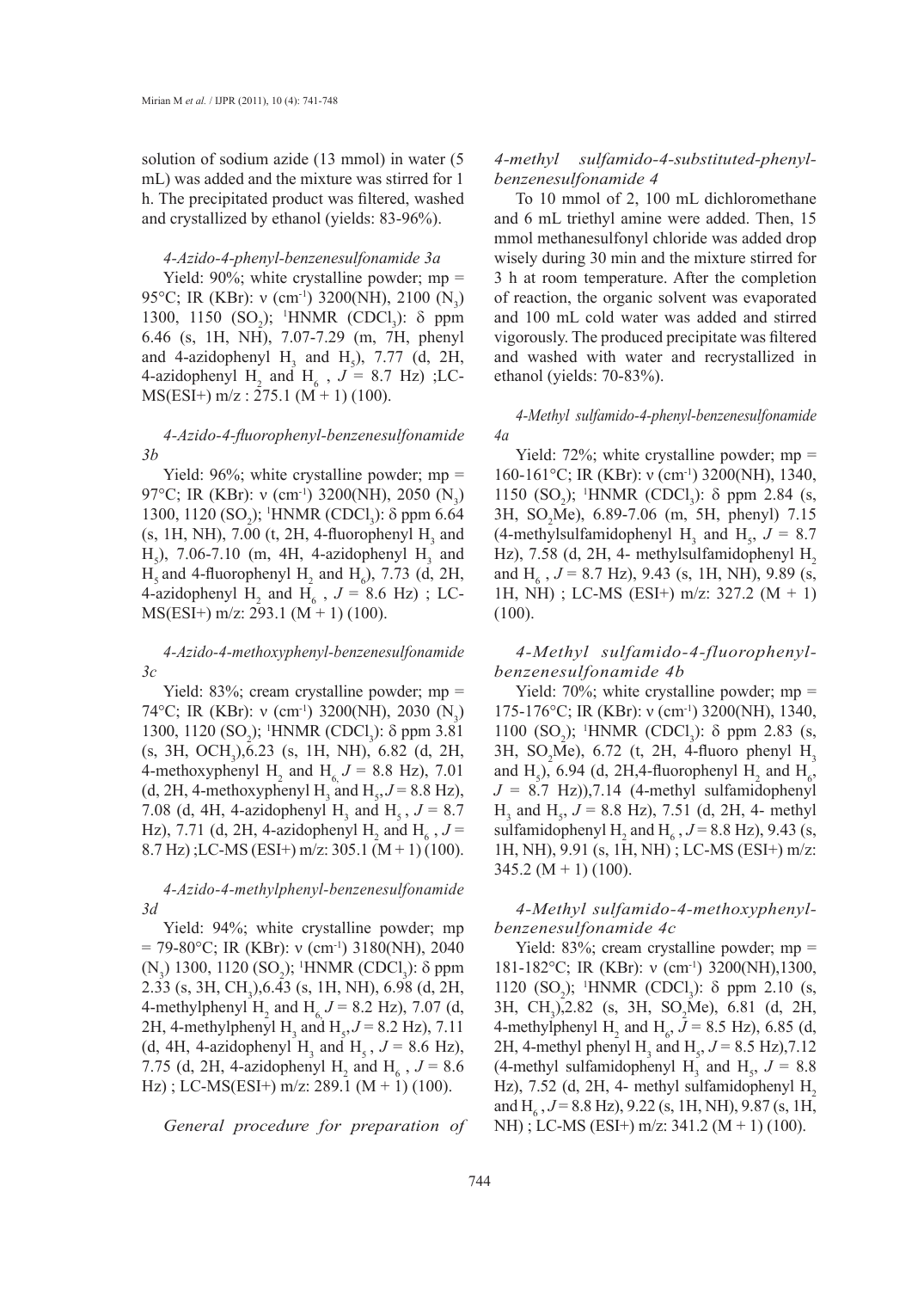solution of sodium azide (13 mmol) in water (5 mL) was added and the mixture was stirred for 1 h. The precipitated product was filtered, washed and crystallized by ethanol (yields: 83-96%).

*4-Azido-4-phenyl-benzenesulfonamide 3a*

Yield: 90%; white crystalline powder; mp = 95°C; IR (KBr): ν ($cm^{-1}$) 3200(NH), 2100 ($N_3$) 1300, 1150 ($SO_2$); $^1$HNMR ($CDCl_3$): δ ppm 6.46 (s, 1H, NH), 7.07-7.29 (m, 7H, phenyl and 4-azidophenyl $H_3$ and $H_5$), 7.77 (d, 2H, 4-azidophenyl $H_2$ and $H_6$ , $J$ = 8.7 Hz) ;LC-MS(ESI+) m/z : 275.1 (M + 1) (100).

*4-Azido-4-fluorophenyl-benzenesulfonamide 3b*

Yield: 96%; white crystalline powder; mp = 97°C; IR (KBr): ν ($cm^{-1}$) 3200(NH), 2050 ($N_3$) 1300, 1120 ($SO_2$); $^1$HNMR ($CDCl_3$): δ ppm 6.64 (s, 1H, NH), 7.00 (t, 2H, 4-fluorophenyl $H_3$ and $H_5$), 7.06-7.10 (m, 4H, 4-azidophenyl $H_3$ and $H_5$ and 4-fluorophenyl $H_2$ and $H_6$), 7.73 (d, 2H, 4-azidophenyl $H_2$ and $H_6$ , $J$ = 8.6 Hz) ; LC-MS(ESI+) m/z: 293.1 (M + 1) (100).

*4-Azido-4-methoxyphenyl-benzenesulfonamide 3c*

Yield: 83%; cream crystalline powder; mp = 74°C; IR (KBr): ν ($cm^{-1}$) 3200(NH), 2030 ($N_3$) 1300, 1120 ($SO_2$); $^1$HNMR ($CDCl_3$): δ ppm 3.81 (s, 3H, $OCH_3$),6.23 (s, 1H, NH), 6.82 (d, 2H, 4-methoxyphenyl $H_2$ and $H_6$ $J$ = 8.8 Hz), 7.01 (d, 2H, 4-methoxyphenyl $H_3$ and $H_5$,$J$ = 8.8 Hz), 7.08 (d, 4H, 4-azidophenyl $H_3$ and $H_5$ , $J$ = 8.7 Hz), 7.71 (d, 2H, 4-azidophenyl $H_2$ and $H_6$ , $J$ = 8.7 Hz) ;LC-MS (ESI+) m/z: 305.1 (M + 1) (100).

*4-Azido-4-methylphenyl-benzenesulfonamide 3d*

Yield: 94%; white crystalline powder; mp = 79-80°C; IR (KBr): ν ($cm^{-1}$) 3180(NH), 2040 ($N_3$) 1300, 1120 ($SO_2$); $^1$HNMR ($CDCl_3$): δ ppm 2.33 (s, 3H, $CH_3$),6.43 (s, 1H, NH), 6.98 (d, 2H, 4-methylphenyl $H_2$ and $H_6$ $J$ = 8.2 Hz), 7.07 (d, 2H, 4-methylphenyl $H_3$ and $H_5$,$J$ = 8.2 Hz), 7.11 (d, 4H, 4-azidophenyl $H_3$ and $H_5$ , $J$ = 8.6 Hz), 7.75 (d, 2H, 4-azidophenyl $H_2$ and $H_6$ , $J$ = 8.6 Hz) ; LC-MS(ESI+) m/z: 289.1 (M + 1) (100).

*General procedure for preparation of 4-methyl sulfamido-4-substituted-phenyl-benzenesulfonamide 4*

To 10 mmol of 2, 100 mL dichloromethane and 6 mL triethyl amine were added. Then, 15 mmol methanesulfonyl chloride was added drop wisely during 30 min and the mixture stirred for 3 h at room temperature. After the completion of reaction, the organic solvent was evaporated and 100 mL cold water was added and stirred vigorously. The produced precipitate was filtered and washed with water and recrystallized in ethanol (yields: 70-83%).

*4-Methyl sulfamido-4-phenyl-benzenesulfonamide 4a*

Yield: 72%; white crystalline powder; mp = 160-161°C; IR (KBr): ν ($cm^{-1}$) 3200(NH), 1340, 1150 ($SO_2$); $^1$HNMR ($CDCl_3$): δ ppm 2.84 (s, 3H, $SO_2Me$), 6.89-7.06 (m, 5H, phenyl) 7.15 (4-methylsulfamidophenyl $H_3$ and $H_5$, $J$ = 8.7 Hz), 7.58 (d, 2H, 4- methylsulfamidophenyl $H_2$ and $H_6$ , $J$ = 8.7 Hz), 9.43 (s, 1H, NH), 9.89 (s, 1H, NH) ; LC-MS (ESI+) m/z: 327.2 (M + 1) (100).

*4-Methyl sulfamido-4-fluorophenyl-benzenesulfonamide 4b*

Yield: 70%; white crystalline powder; mp = 175-176°C; IR (KBr): ν ($cm^{-1}$) 3200(NH), 1340, 1100 ($SO_2$); $^1$HNMR ($CDCl_3$): δ ppm 2.83 (s, 3H, $SO_2Me$), 6.72 (t, 2H, 4-fluoro phenyl $H_3$ and $H_5$), 6.94 (d, 2H,4-fluorophenyl $H_2$ and $H_6$, $J$ = 8.7 Hz)),7.14 (4-methyl sulfamidophenyl $H_3$ and $H_5$, $J$ = 8.8 Hz), 7.51 (d, 2H, 4- methyl sulfamidophenyl $H_2$ and $H_6$ , $J$ = 8.8 Hz), 9.43 (s, 1H, NH), 9.91 (s, 1H, NH) ; LC-MS (ESI+) m/z: 345.2 (M + 1) (100).

*4-Methyl sulfamido-4-methoxyphenyl-benzenesulfonamide 4c*

Yield: 83%; cream crystalline powder; mp = 181-182°C; IR (KBr): ν ($cm^{-1}$) 3200(NH),1300, 1120 ($SO_2$); $^1$HNMR ($CDCl_3$): δ ppm 2.10 (s, 3H, $CH_3$),2.82 (s, 3H, $SO_2Me$), 6.81 (d, 2H, 4-methylphenyl $H_2$ and $H_6$, $J$ = 8.5 Hz), 6.85 (d, 2H, 4-methyl phenyl $H_3$ and $H_5$, $J$ = 8.5 Hz),7.12 (4-methyl sulfamidophenyl $H_3$ and $H_5$, $J$ = 8.8 Hz), 7.52 (d, 2H, 4- methyl sulfamidophenyl $H_2$ and $H_6$ , $J$ = 8.8 Hz), 9.22 (s, 1H, NH), 9.87 (s, 1H, NH) ; LC-MS (ESI+) m/z: 341.2 (M + 1) (100).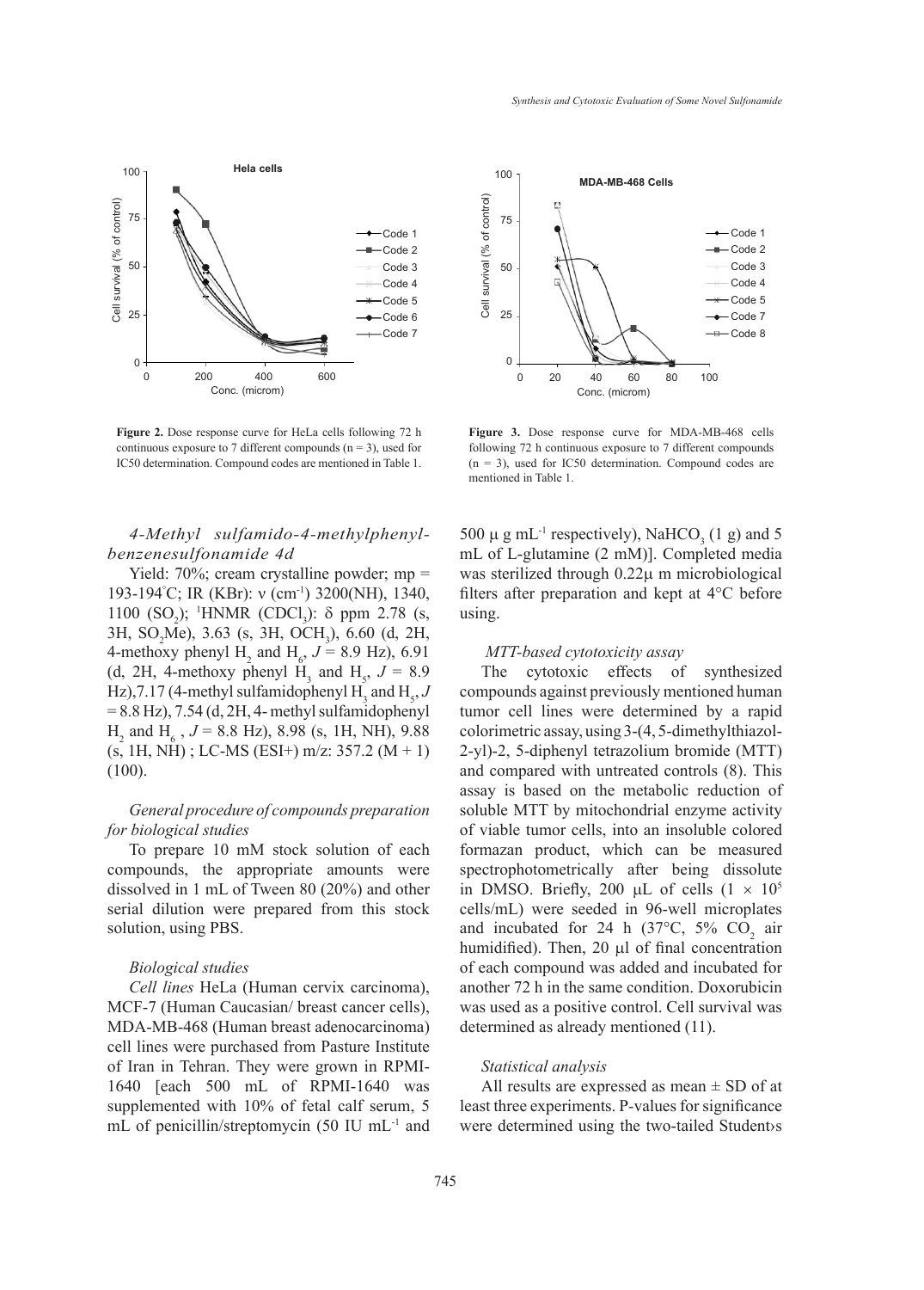Figure 2. Dose response curve for HeLa cells following 72 h continuous exposure to 7 different compounds (n = 3), used for IC50 determination. Compound codes are mentioned in Table 1.

Figure 3. Dose response curve for MDA-MB-468 cells following 72 h continuous exposure to 7 different compounds (n = 3), used for IC50 determination. Compound codes are mentioned in Table 1.

#### *4-Methyl sulfamido-4-methylphenyl-benzenesulfonamide 4d*

Yield: 70%; cream crystalline powder; mp = 193-194°C; IR (KBr): ν (cm$^{-1}$) 3200(NH), 1340, 1100 ($SO_2$); $^1$HNMR ($CDCl_3$): δ ppm 2.78 (s, 3H, $SO_2Me$), 3.63 (s, 3H, $OCH_3$), 6.60 (d, 2H, 4-methoxy phenyl $H_2$ and $H_6$, $J$ = 8.9 Hz), 6.91 (d, 2H, 4-methoxy phenyl $H_3$ and $H_5$, $J$ = 8.9 Hz),7.17 (4-methyl sulfamidophenyl $H_3$ and $H_5$, $J$ = 8.8 Hz), 7.54 (d, 2H, 4- methyl sulfamidophenyl $H_2$ and $H_6$ , $J$ = 8.8 Hz), 8.98 (s, 1H, NH), 9.88 (s, 1H, NH) ; LC-MS (ESI+) m/z: 357.2 (M + 1) (100).

#### *General procedure of compounds preparation for biological studies*

To prepare 10 mM stock solution of each compounds, the appropriate amounts were dissolved in 1 mL of Tween 80 (20%) and other serial dilution were prepared from this stock solution, using PBS.

#### *Biological studies*

*Cell lines* HeLa (Human cervix carcinoma), MCF-7 (Human Caucasian/ breast cancer cells), MDA-MB-468 (Human breast adenocarcinoma) cell lines were purchased from Pasture Institute of Iran in Tehran. They were grown in RPMI-1640 [each 500 mL of RPMI-1640 was supplemented with 10% of fetal calf serum, 5 mL of penicillin/streptomycin (50 IU mL$^{-1}$ and 500 μ g mL$^{-1}$ respectively), $NaHCO_3$ (1 g) and 5 mL of L-glutamine (2 mM)]. Completed media was sterilized through 0.22μ m microbiological filters after preparation and kept at 4°C before using.

#### *MTT-based cytotoxicity assay*

The cytotoxic effects of synthesized compounds against previously mentioned human tumor cell lines were determined by a rapid colorimetric assay, using 3-(4, 5-dimethylthiazol-2-yl)-2, 5-diphenyl tetrazolium bromide (MTT) and compared with untreated controls (8). This assay is based on the metabolic reduction of soluble MTT by mitochondrial enzyme activity of viable tumor cells, into an insoluble colored formazan product, which can be measured spectrophotometrically after being dissolute in DMSO. Briefly, 200 μL of cells (1 × 10$^5$ cells/mL) were seeded in 96-well microplates and incubated for 24 h (37°C, 5% $CO_2$ air humidified). Then, 20 μl of final concentration of each compound was added and incubated for another 72 h in the same condition. Doxorubicin was used as a positive control. Cell survival was determined as already mentioned (11).

#### *Statistical analysis*

All results are expressed as mean ± SD of at least three experiments. P-values for significance were determined using the two-tailed Student›s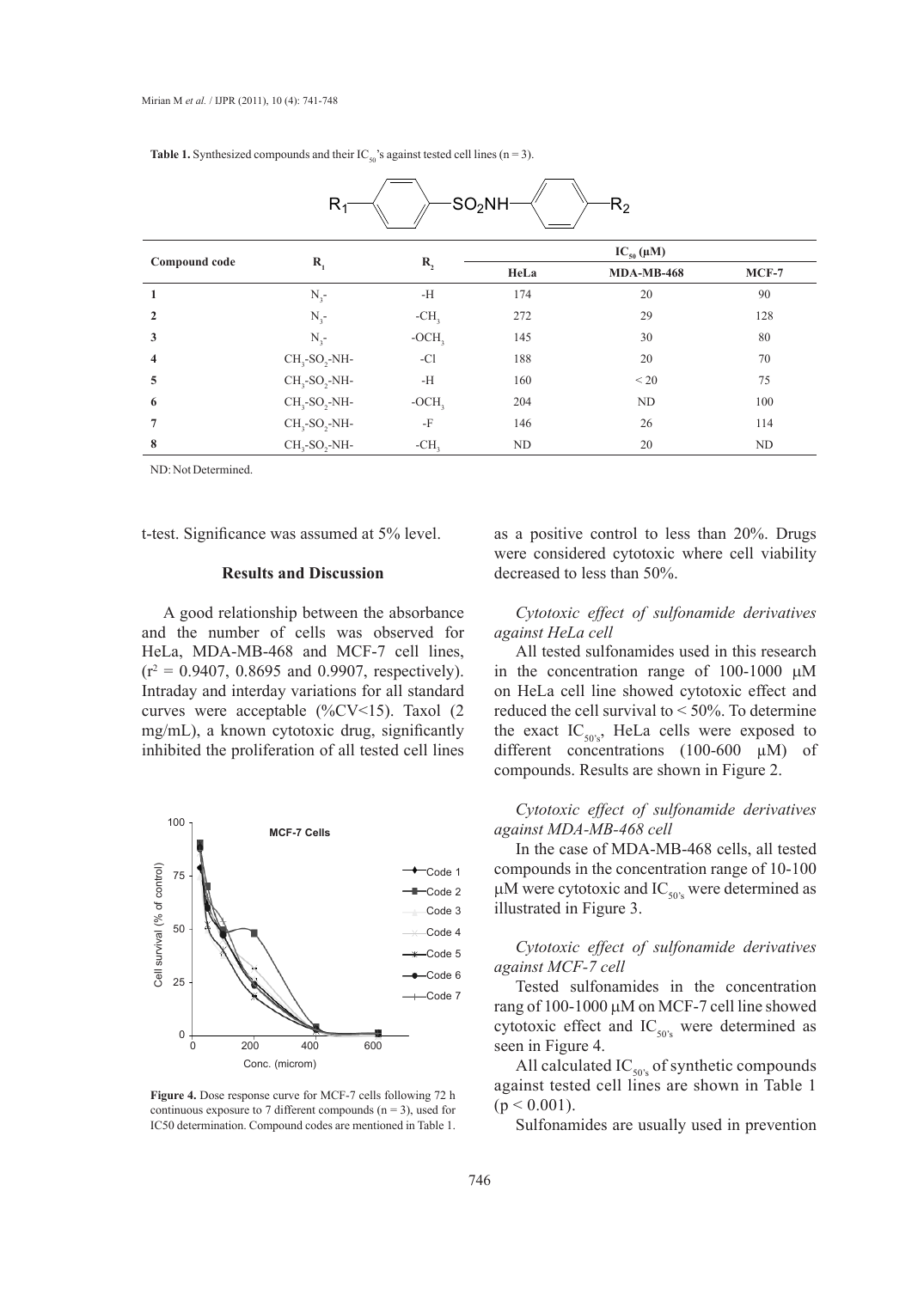**Table 1.** Synthesized compounds and their $IC_{50}$'s against tested cell lines (n = 3).

$R_1-C_6H_4-SO_2NH-C_6H_4-R_2$

| Compound code | $R_1$ | $R_2$ | $IC_{50}$ (μM) | | |
|---|---|---|---|---|---|
| | | | HeLa | MDA-MB-468 | MCF-7 |
| 1 | $N_3$- | -H | 174 | 20 | 90 |
| 2 | $N_3$- | $-CH_3$ | 272 | 29 | 128 |
| 3 | $N_3$- | $-OCH_3$ | 145 | 30 | 80 |
| 4 | $CH_3-SO_2-NH-$ | -Cl | 188 | 20 | 70 |
| 5 | $CH_3-SO_2-NH-$ | -H | 160 | < 20 | 75 |
| 6 | $CH_3-SO_2-NH-$ | $-OCH_3$ | 204 | ND | 100 |
| 7 | $CH_3-SO_2-NH-$ | -F | 146 | 26 | 114 |
| 8 | $CH_3-SO_2-NH-$ | $-CH_3$ | ND | 20 | ND |

ND: Not Determined.

t-test. Significance was assumed at 5% level.

## Results and Discussion

A good relationship between the absorbance and the number of cells was observed for HeLa, MDA-MB-468 and MCF-7 cell lines, ($r^2$ = 0.9407, 0.8695 and 0.9907, respectively). Intraday and interday variations for all standard curves were acceptable (%CV<15). Taxol (2 mg/mL), a known cytotoxic drug, significantly inhibited the proliferation of all tested cell lines as a positive control to less than 20%. Drugs were considered cytotoxic where cell viability decreased to less than 50%.

**Figure 4.** Dose response curve for MCF-7 cells following 72 h continuous exposure to 7 different compounds (n = 3), used for IC50 determination. Compound codes are mentioned in Table 1.

### *Cytotoxic effect of sulfonamide derivatives against HeLa cell*

All tested sulfonamides used in this research in the concentration range of 100-1000 μM on HeLa cell line showed cytotoxic effect and reduced the cell survival to < 50%. To determine the exact $IC_{50's}$, HeLa cells were exposed to different concentrations (100-600 μM) of compounds. Results are shown in Figure 2.

### *Cytotoxic effect of sulfonamide derivatives against MDA-MB-468 cell*

In the case of MDA-MB-468 cells, all tested compounds in the concentration range of 10-100 μM were cytotoxic and $IC_{50's}$ were determined as illustrated in Figure 3.

### *Cytotoxic effect of sulfonamide derivatives against MCF-7 cell*

Tested sulfonamides in the concentration rang of 100-1000 μM on MCF-7 cell line showed cytotoxic effect and $IC_{50's}$ were determined as seen in Figure 4.

All calculated $IC_{50's}$ of synthetic compounds against tested cell lines are shown in Table 1 ($p < 0.001$).

Sulfonamides are usually used in prevention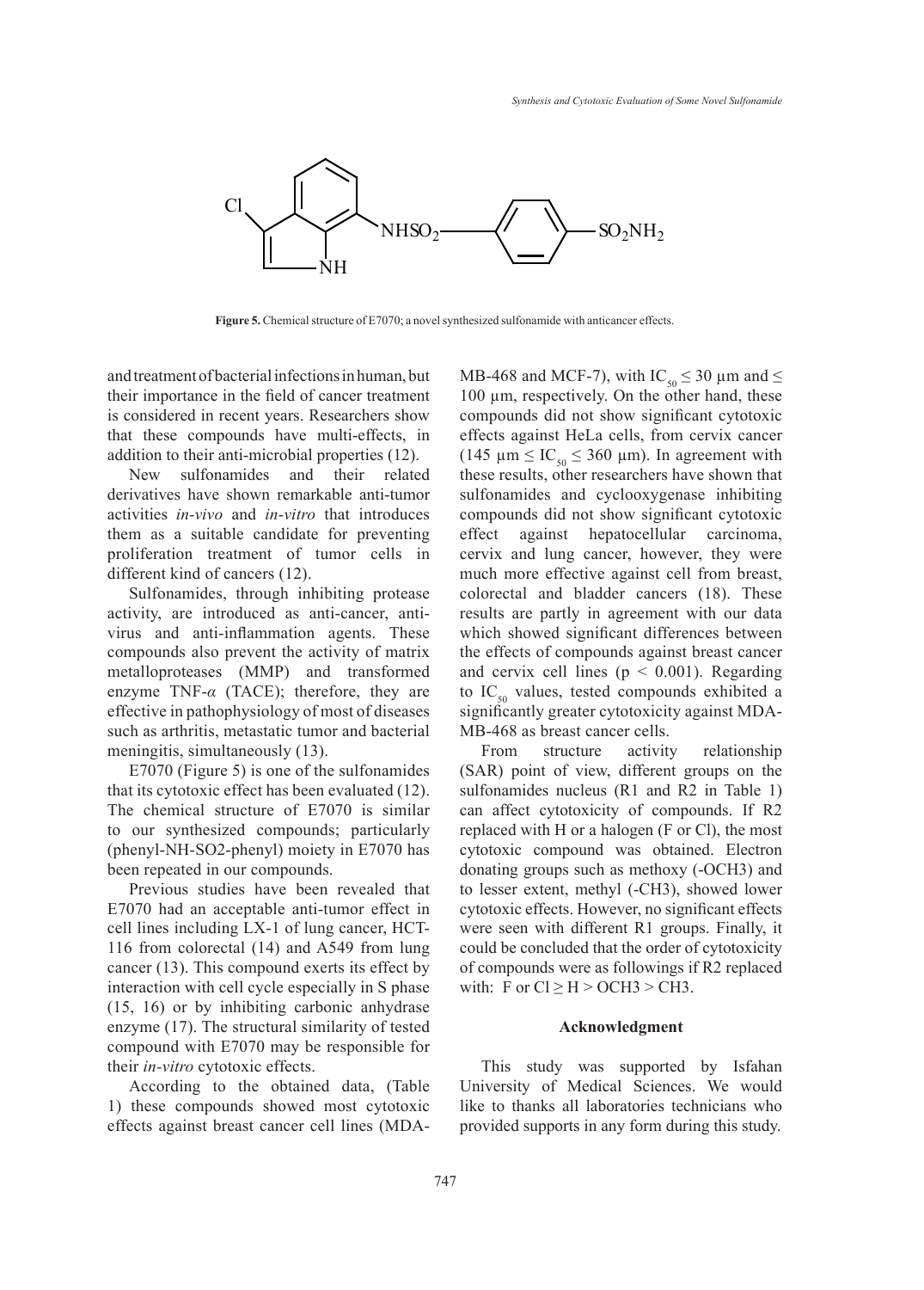**Figure 5.** Chemical structure of E7070; a novel synthesized sulfonamide with anticancer effects.

and treatment of bacterial infections in human, but their importance in the field of cancer treatment is considered in recent years. Researchers show that these compounds have multi-effects, in addition to their anti-microbial properties (12).

New sulfonamides and their related derivatives have shown remarkable anti-tumor activities *in-vivo* and *in-vitro* that introduces them as a suitable candidate for preventing proliferation treatment of tumor cells in different kind of cancers (12).

Sulfonamides, through inhibiting protease activity, are introduced as anti-cancer, anti-virus and anti-inflammation agents. These compounds also prevent the activity of matrix metalloproteases (MMP) and transformed enzyme TNF-$\alpha$ (TACE); therefore, they are effective in pathophysiology of most of diseases such as arthritis, metastatic tumor and bacterial meningitis, simultaneously (13).

E7070 (Figure 5) is one of the sulfonamides that its cytotoxic effect has been evaluated (12). The chemical structure of E7070 is similar to our synthesized compounds; particularly (phenyl-NH-SO2-phenyl) moiety in E7070 has been repeated in our compounds.

Previous studies have been revealed that E7070 had an acceptable anti-tumor effect in cell lines including LX-1 of lung cancer, HCT-116 from colorectal (14) and A549 from lung cancer (13). This compound exerts its effect by interaction with cell cycle especially in S phase (15, 16) or by inhibiting carbonic anhydrase enzyme (17). The structural similarity of tested compound with E7070 may be responsible for their *in-vitro* cytotoxic effects.

According to the obtained data, (Table 1) these compounds showed most cytotoxic effects against breast cancer cell lines (MDA-MB-468 and MCF-7), with $IC_{50} \leq 30$ µm and $\leq 100$ µm, respectively. On the other hand, these compounds did not show significant cytotoxic effects against HeLa cells, from cervix cancer ($145$ µm $\leq IC_{50} \leq 360$ µm). In agreement with these results, other researchers have shown that sulfonamides and cyclooxygenase inhibiting compounds did not show significant cytotoxic effect against hepatocellular carcinoma, cervix and lung cancer, however, they were much more effective against cell from breast, colorectal and bladder cancers (18). These results are partly in agreement with our data which showed significant differences between the effects of compounds against breast cancer and cervix cell lines ($p < 0.001$). Regarding to $IC_{50}$ values, tested compounds exhibited a significantly greater cytotoxicity against MDA-MB-468 as breast cancer cells.

From structure activity relationship (SAR) point of view, different groups on the sulfonamides nucleus (R1 and R2 in Table 1) can affect cytotoxicity of compounds. If R2 replaced with H or a halogen (F or Cl), the most cytotoxic compound was obtained. Electron donating groups such as methoxy (-OCH3) and to lesser extent, methyl (-CH3), showed lower cytotoxic effects. However, no significant effects were seen with different R1 groups. Finally, it could be concluded that the order of cytotoxicity of compounds were as followings if R2 replaced with: F or Cl $\geq$ H > OCH3 > CH3.

## Acknowledgment

This study was supported by Isfahan University of Medical Sciences. We would like to thanks all laboratories technicians who provided supports in any form during this study.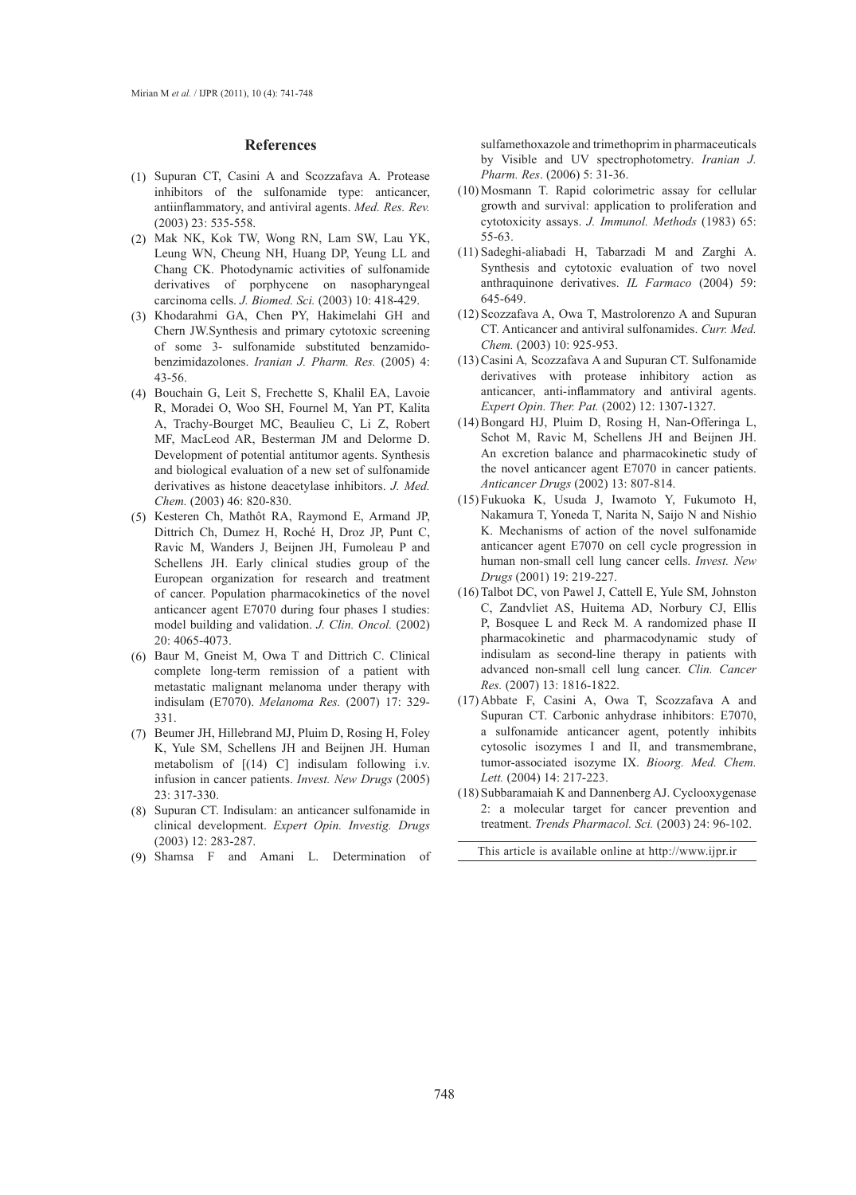## References

(1) Supuran CT, Casini A and Scozzafava A. Protease inhibitors of the sulfonamide type: anticancer, antiinflammatory, and antiviral agents. *Med. Res. Rev.* (2003) 23: 535-558.

(2) Mak NK, Kok TW, Wong RN, Lam SW, Lau YK, Leung WN, Cheung NH, Huang DP, Yeung LL and Chang CK. Photodynamic activities of sulfonamide derivatives of porphycene on nasopharyngeal carcinoma cells. *J. Biomed. Sci.* (2003) 10: 418-429.

(3) Khodarahmi GA, Chen PY, Hakimelahi GH and Chern JW.Synthesis and primary cytotoxic screening of some 3- sulfonamide substituted benzamido-benzimidazolones. *Iranian J. Pharm. Res.* (2005) 4: 43-56.

(4) Bouchain G, Leit S, Frechette S, Khalil EA, Lavoie R, Moradei O, Woo SH, Fournel M, Yan PT, Kalita A, Trachy-Bourget MC, Beaulieu C, Li Z, Robert MF, MacLeod AR, Besterman JM and Delorme D. Development of potential antitumor agents. Synthesis and biological evaluation of a new set of sulfonamide derivatives as histone deacetylase inhibitors. *J. Med. Chem.* (2003) 46: 820-830.

(5) Kesteren Ch, Mathôt RA, Raymond E, Armand JP, Dittrich Ch, Dumez H, Roché H, Droz JP, Punt C, Ravic M, Wanders J, Beijnen JH, Fumoleau P and Schellens JH. Early clinical studies group of the European organization for research and treatment of cancer. Population pharmacokinetics of the novel anticancer agent E7070 during four phases I studies: model building and validation. *J. Clin. Oncol.* (2002) 20: 4065-4073.

(6) Baur M, Gneist M, Owa T and Dittrich C. Clinical complete long-term remission of a patient with metastatic malignant melanoma under therapy with indisulam (E7070). *Melanoma Res.* (2007) 17: 329-331.

(7) Beumer JH, Hillebrand MJ, Pluim D, Rosing H, Foley K, Yule SM, Schellens JH and Beijnen JH. Human metabolism of [(14) C] indisulam following i.v. infusion in cancer patients. *Invest. New Drugs* (2005) 23: 317-330.

(8) Supuran CT. Indisulam: an anticancer sulfonamide in clinical development. *Expert Opin. Investig. Drugs* (2003) 12: 283-287.

(9) Shamsa F and Amani L. Determination of sulfamethoxazole and trimethoprim in pharmaceuticals by Visible and UV spectrophotometry. *Iranian J. Pharm. Res*. (2006) 5: 31-36.

(10) Mosmann T. Rapid colorimetric assay for cellular growth and survival: application to proliferation and cytotoxicity assays. *J. Immunol. Methods* (1983) 65: 55-63.

(11) Sadeghi-aliabadi H, Tabarzadi M and Zarghi A. Synthesis and cytotoxic evaluation of two novel anthraquinone derivatives. *IL Farmaco* (2004) 59: 645-649.

(12) Scozzafava A, Owa T, Mastrolorenzo A and Supuran CT. Anticancer and antiviral sulfonamides. *Curr. Med. Chem.* (2003) 10: 925-953.

(13) Casini A, Scozzafava A and Supuran CT. Sulfonamide derivatives with protease inhibitory action as anticancer, anti-inflammatory and antiviral agents. *Expert Opin. Ther. Pat.* (2002) 12: 1307-1327.

(14) Bongard HJ, Pluim D, Rosing H, Nan-Offeringa L, Schot M, Ravic M, Schellens JH and Beijnen JH. An excretion balance and pharmacokinetic study of the novel anticancer agent E7070 in cancer patients. *Anticancer Drugs* (2002) 13: 807-814.

(15) Fukuoka K, Usuda J, Iwamoto Y, Fukumoto H, Nakamura T, Yoneda T, Narita N, Saijo N and Nishio K. Mechanisms of action of the novel sulfonamide anticancer agent E7070 on cell cycle progression in human non-small cell lung cancer cells. *Invest. New Drugs* (2001) 19: 219-227.

(16) Talbot DC, von Pawel J, Cattell E, Yule SM, Johnston C, Zandvliet AS, Huitema AD, Norbury CJ, Ellis P, Bosquee L and Reck M. A randomized phase II pharmacokinetic and pharmacodynamic study of indisulam as second-line therapy in patients with advanced non-small cell lung cancer. *Clin. Cancer Res.* (2007) 13: 1816-1822.

(17) Abbate F, Casini A, Owa T, Scozzafava A and Supuran CT. Carbonic anhydrase inhibitors: E7070, a sulfonamide anticancer agent, potently inhibits cytosolic isozymes I and II, and transmembrane, tumor-associated isozyme IX. *Bioorg. Med. Chem. Lett.* (2004) 14: 217-223.

(18) Subbaramaiah K and Dannenberg AJ. Cyclooxygenase 2: a molecular target for cancer prevention and treatment. *Trends Pharmacol. Sci.* (2003) 24: 96-102.

This article is available online at http://www.ijpr.ir